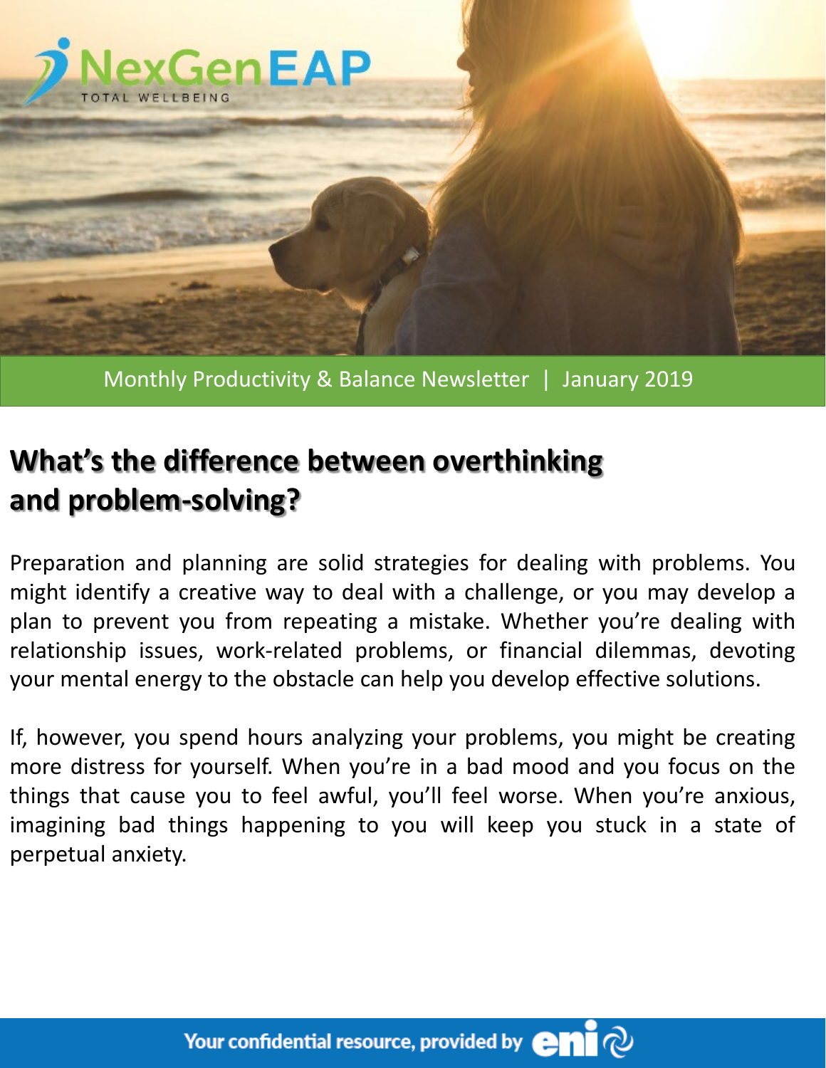NexGenEAP
TOTAL WELLBEING

Monthly Productivity & Balance Newsletter | January 2019

# What's the difference between overthinking and problem-solving?

Preparation and planning are solid strategies for dealing with problems. You might identify a creative way to deal with a challenge, or you may develop a plan to prevent you from repeating a mistake. Whether you're dealing with relationship issues, work-related problems, or financial dilemmas, devoting your mental energy to the obstacle can help you develop effective solutions.

If, however, you spend hours analyzing your problems, you might be creating more distress for yourself. When you're in a bad mood and you focus on the things that cause you to feel awful, you'll feel worse. When you're anxious, imagining bad things happening to you will keep you stuck in a state of perpetual anxiety.

Your confidential resource, provided by eni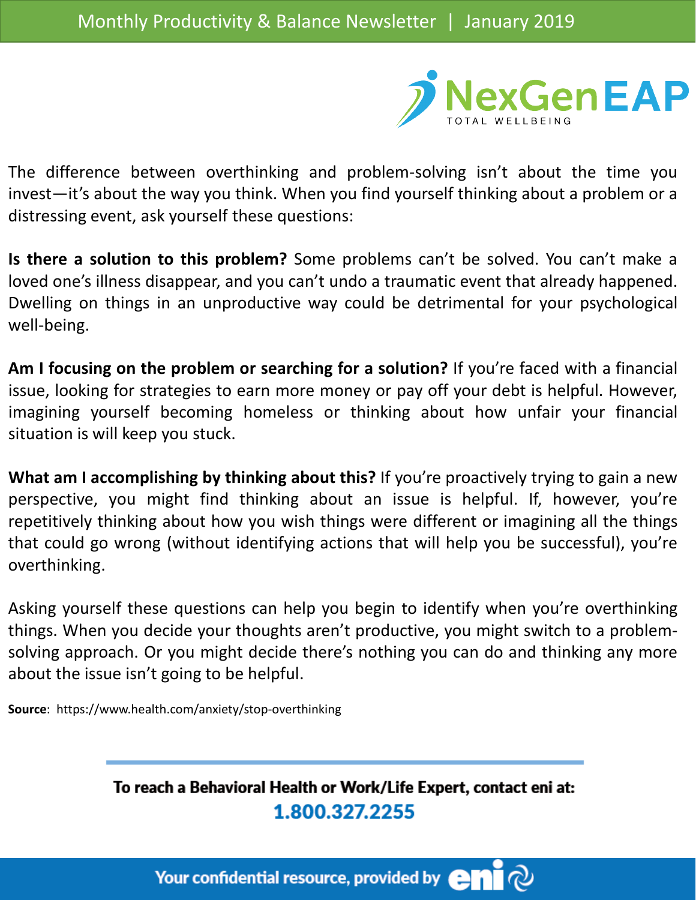The difference between overthinking and problem-solving isn't about the time you invest—it's about the way you think. When you find yourself thinking about a problem or a distressing event, ask yourself these questions:

**Is there a solution to this problem?** Some problems can't be solved. You can't make a loved one's illness disappear, and you can't undo a traumatic event that already happened. Dwelling on things in an unproductive way could be detrimental for your psychological well-being.

**Am I focusing on the problem or searching for a solution?** If you're faced with a financial issue, looking for strategies to earn more money or pay off your debt is helpful. However, imagining yourself becoming homeless or thinking about how unfair your financial situation is will keep you stuck.

**What am I accomplishing by thinking about this?** If you're proactively trying to gain a new perspective, you might find thinking about an issue is helpful. If, however, you're repetitively thinking about how you wish things were different or imagining all the things that could go wrong (without identifying actions that will help you be successful), you're overthinking.

Asking yourself these questions can help you begin to identify when you're overthinking things. When you decide your thoughts aren't productive, you might switch to a problem-solving approach. Or you might decide there's nothing you can do and thinking any more about the issue isn't going to be helpful.

**Source**: https://www.health.com/anxiety/stop-overthinking

**To reach a Behavioral Health or Work/Life Expert, contact eni at:**

**1.800.327.2255**

Your confidential resource, provided by eni